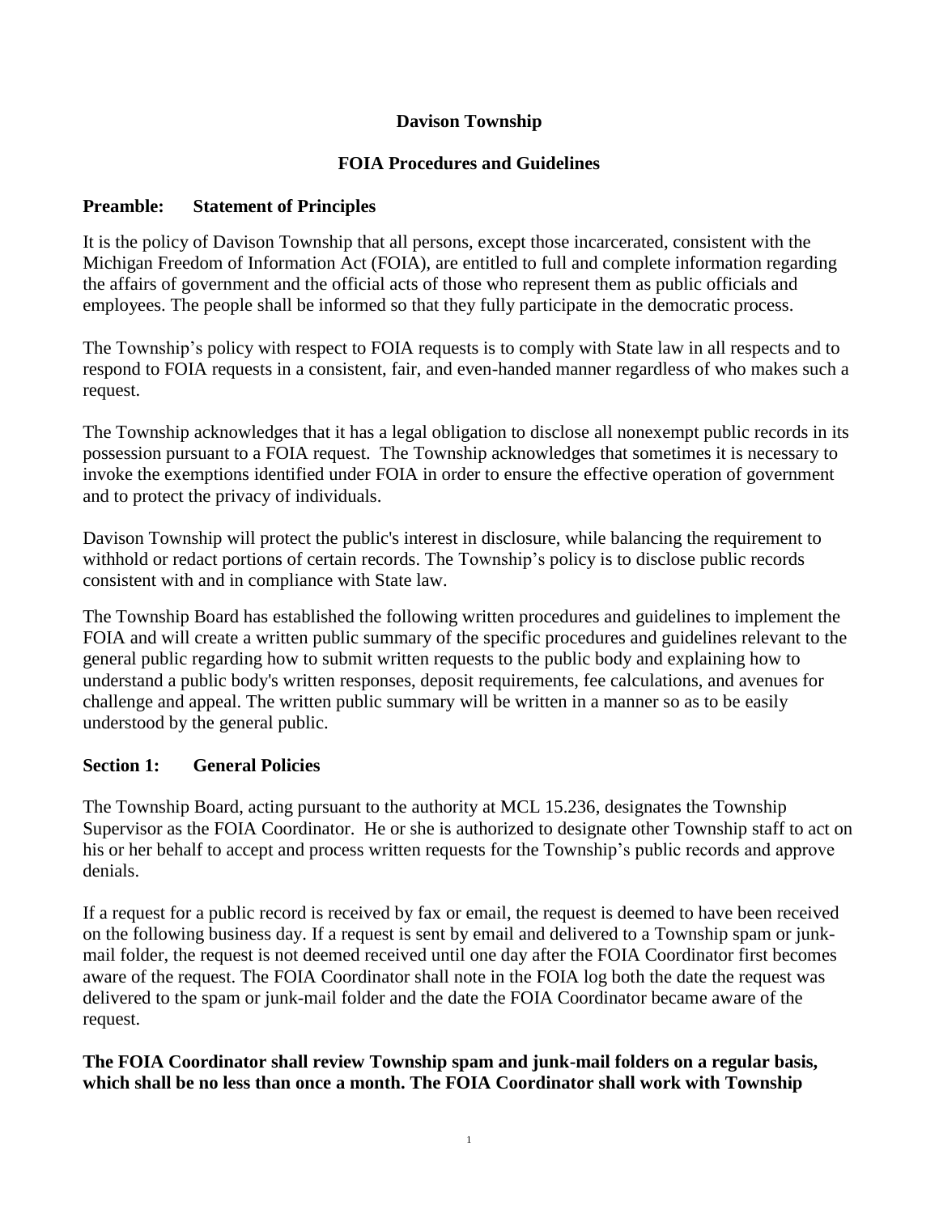# Davison Township

## FOIA Procedures and Guidelines

### Preamble: Statement of Principles

It is the policy of Davison Township that all persons, except those incarcerated, consistent with the Michigan Freedom of Information Act (FOIA), are entitled to full and complete information regarding the affairs of government and the official acts of those who represent them as public officials and employees. The people shall be informed so that they fully participate in the democratic process.

The Township's policy with respect to FOIA requests is to comply with State law in all respects and to respond to FOIA requests in a consistent, fair, and even-handed manner regardless of who makes such a request.

The Township acknowledges that it has a legal obligation to disclose all nonexempt public records in its possession pursuant to a FOIA request. The Township acknowledges that sometimes it is necessary to invoke the exemptions identified under FOIA in order to ensure the effective operation of government and to protect the privacy of individuals.

Davison Township will protect the public's interest in disclosure, while balancing the requirement to withhold or redact portions of certain records. The Township's policy is to disclose public records consistent with and in compliance with State law.

The Township Board has established the following written procedures and guidelines to implement the FOIA and will create a written public summary of the specific procedures and guidelines relevant to the general public regarding how to submit written requests to the public body and explaining how to understand a public body's written responses, deposit requirements, fee calculations, and avenues for challenge and appeal. The written public summary will be written in a manner so as to be easily understood by the general public.

### Section 1: General Policies

The Township Board, acting pursuant to the authority at MCL 15.236, designates the Township Supervisor as the FOIA Coordinator. He or she is authorized to designate other Township staff to act on his or her behalf to accept and process written requests for the Township's public records and approve denials.

If a request for a public record is received by fax or email, the request is deemed to have been received on the following business day. If a request is sent by email and delivered to a Township spam or junk-mail folder, the request is not deemed received until one day after the FOIA Coordinator first becomes aware of the request. The FOIA Coordinator shall note in the FOIA log both the date the request was delivered to the spam or junk-mail folder and the date the FOIA Coordinator became aware of the request.

**The FOIA Coordinator shall review Township spam and junk-mail folders on a regular basis, which shall be no less than once a month. The FOIA Coordinator shall work with Township**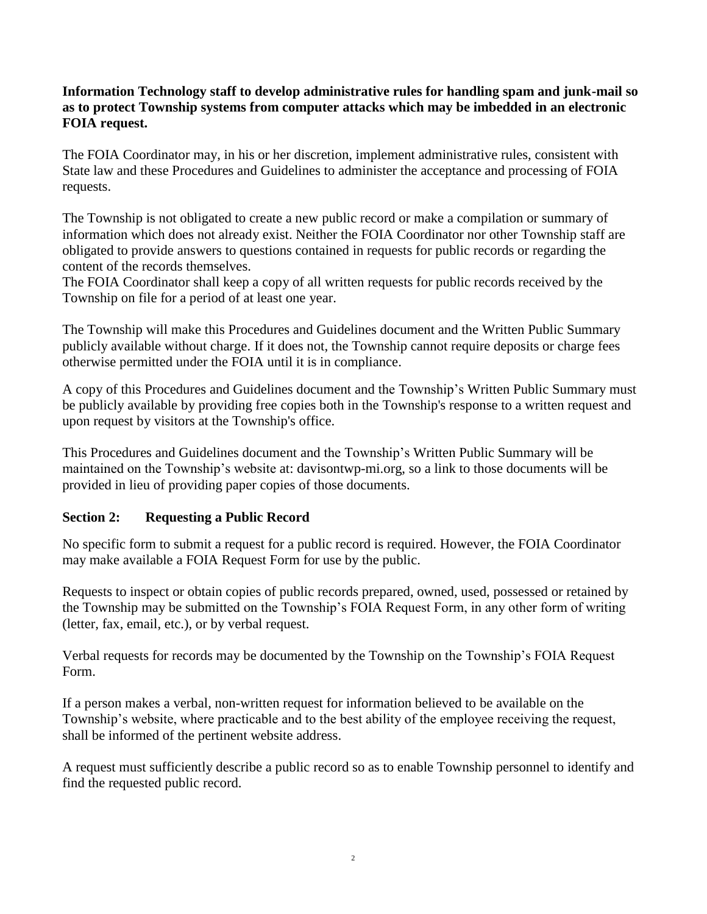**Information Technology staff to develop administrative rules for handling spam and junk-mail so as to protect Township systems from computer attacks which may be imbedded in an electronic FOIA request.**

The FOIA Coordinator may, in his or her discretion, implement administrative rules, consistent with State law and these Procedures and Guidelines to administer the acceptance and processing of FOIA requests.

The Township is not obligated to create a new public record or make a compilation or summary of information which does not already exist. Neither the FOIA Coordinator nor other Township staff are obligated to provide answers to questions contained in requests for public records or regarding the content of the records themselves.
The FOIA Coordinator shall keep a copy of all written requests for public records received by the Township on file for a period of at least one year.

The Township will make this Procedures and Guidelines document and the Written Public Summary publicly available without charge. If it does not, the Township cannot require deposits or charge fees otherwise permitted under the FOIA until it is in compliance.

A copy of this Procedures and Guidelines document and the Township's Written Public Summary must be publicly available by providing free copies both in the Township's response to a written request and upon request by visitors at the Township's office.

This Procedures and Guidelines document and the Township's Written Public Summary will be maintained on the Township's website at: davisontwp-mi.org, so a link to those documents will be provided in lieu of providing paper copies of those documents.

## Section 2: Requesting a Public Record

No specific form to submit a request for a public record is required. However, the FOIA Coordinator may make available a FOIA Request Form for use by the public.

Requests to inspect or obtain copies of public records prepared, owned, used, possessed or retained by the Township may be submitted on the Township's FOIA Request Form, in any other form of writing (letter, fax, email, etc.), or by verbal request.

Verbal requests for records may be documented by the Township on the Township's FOIA Request Form.

If a person makes a verbal, non-written request for information believed to be available on the Township's website, where practicable and to the best ability of the employee receiving the request, shall be informed of the pertinent website address.

A request must sufficiently describe a public record so as to enable Township personnel to identify and find the requested public record.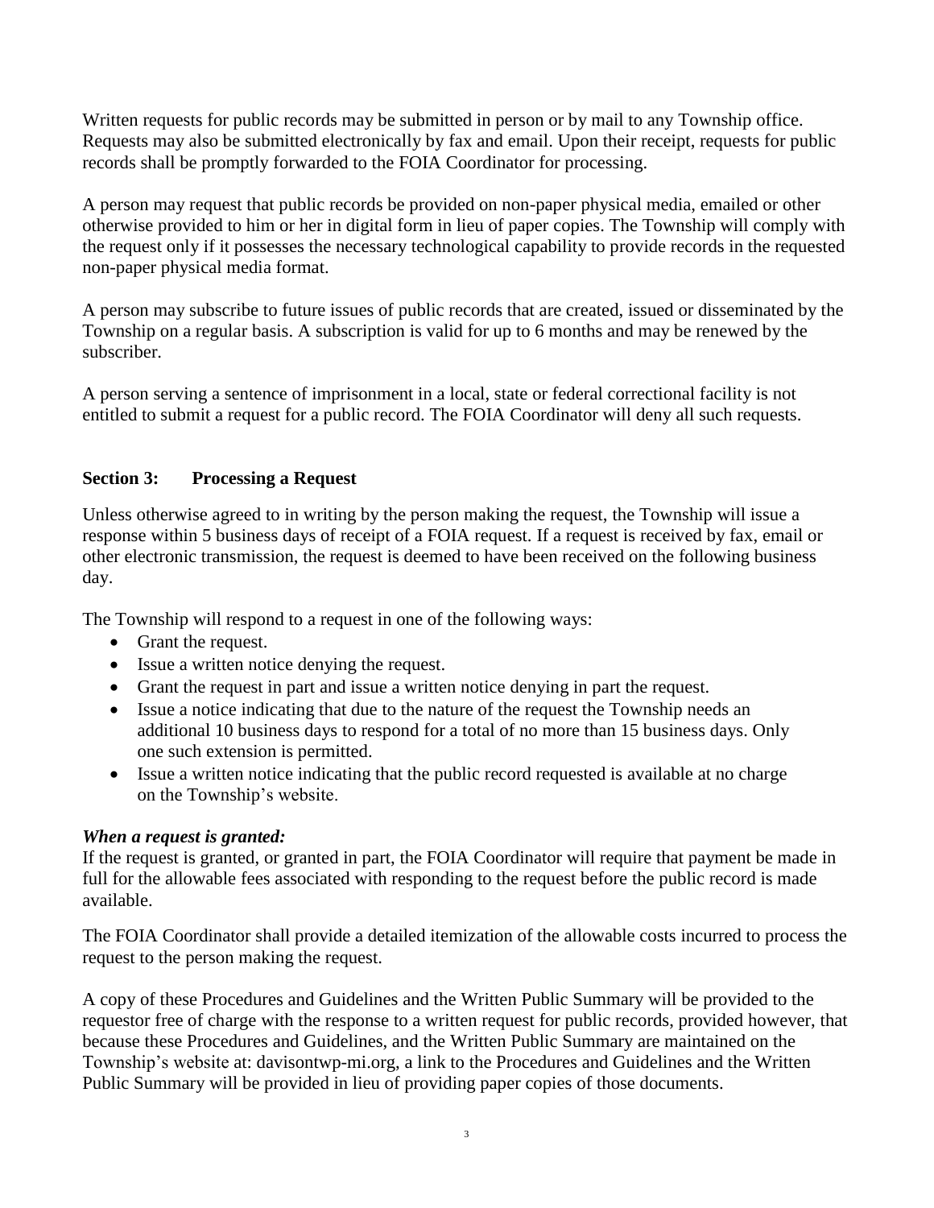Written requests for public records may be submitted in person or by mail to any Township office. Requests may also be submitted electronically by fax and email. Upon their receipt, requests for public records shall be promptly forwarded to the FOIA Coordinator for processing.

A person may request that public records be provided on non-paper physical media, emailed or other otherwise provided to him or her in digital form in lieu of paper copies. The Township will comply with the request only if it possesses the necessary technological capability to provide records in the requested non-paper physical media format.

A person may subscribe to future issues of public records that are created, issued or disseminated by the Township on a regular basis. A subscription is valid for up to 6 months and may be renewed by the subscriber.

A person serving a sentence of imprisonment in a local, state or federal correctional facility is not entitled to submit a request for a public record. The FOIA Coordinator will deny all such requests.

## Section 3: Processing a Request

Unless otherwise agreed to in writing by the person making the request, the Township will issue a response within 5 business days of receipt of a FOIA request. If a request is received by fax, email or other electronic transmission, the request is deemed to have been received on the following business day.

The Township will respond to a request in one of the following ways:

- Grant the request.
- Issue a written notice denying the request.
- Grant the request in part and issue a written notice denying in part the request.
- Issue a notice indicating that due to the nature of the request the Township needs an additional 10 business days to respond for a total of no more than 15 business days. Only one such extension is permitted.
- Issue a written notice indicating that the public record requested is available at no charge on the Township's website.

***When a request is granted:***
If the request is granted, or granted in part, the FOIA Coordinator will require that payment be made in full for the allowable fees associated with responding to the request before the public record is made available.

The FOIA Coordinator shall provide a detailed itemization of the allowable costs incurred to process the request to the person making the request.

A copy of these Procedures and Guidelines and the Written Public Summary will be provided to the requestor free of charge with the response to a written request for public records, provided however, that because these Procedures and Guidelines, and the Written Public Summary are maintained on the Township's website at: davisontwp-mi.org, a link to the Procedures and Guidelines and the Written Public Summary will be provided in lieu of providing paper copies of those documents.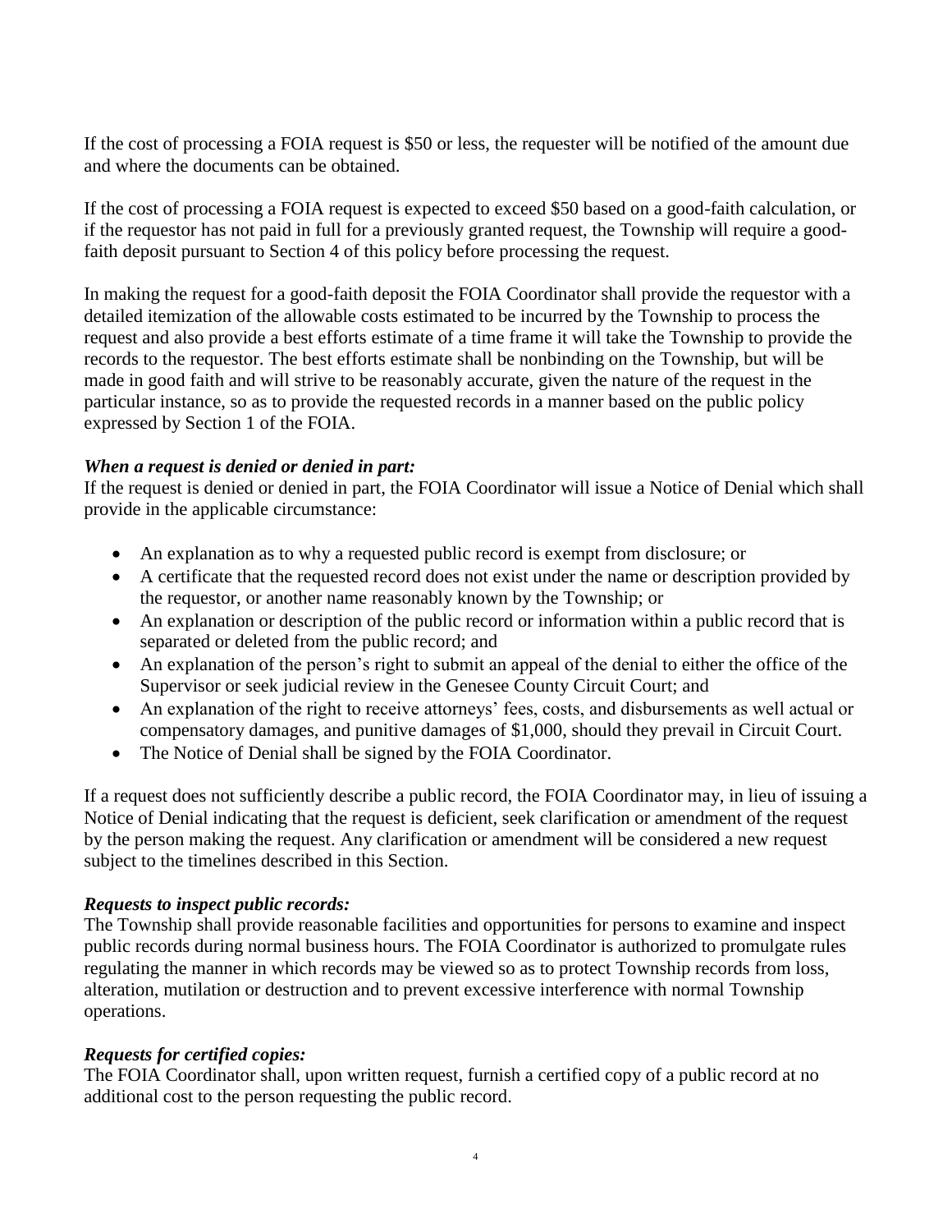If the cost of processing a FOIA request is $50 or less, the requester will be notified of the amount due and where the documents can be obtained.

If the cost of processing a FOIA request is expected to exceed $50 based on a good-faith calculation, or if the requestor has not paid in full for a previously granted request, the Township will require a good-faith deposit pursuant to Section 4 of this policy before processing the request.

In making the request for a good-faith deposit the FOIA Coordinator shall provide the requestor with a detailed itemization of the allowable costs estimated to be incurred by the Township to process the request and also provide a best efforts estimate of a time frame it will take the Township to provide the records to the requestor. The best efforts estimate shall be nonbinding on the Township, but will be made in good faith and will strive to be reasonably accurate, given the nature of the request in the particular instance, so as to provide the requested records in a manner based on the public policy expressed by Section 1 of the FOIA.

***When a request is denied or denied in part:***
If the request is denied or denied in part, the FOIA Coordinator will issue a Notice of Denial which shall provide in the applicable circumstance:

- An explanation as to why a requested public record is exempt from disclosure; or
- A certificate that the requested record does not exist under the name or description provided by the requestor, or another name reasonably known by the Township; or
- An explanation or description of the public record or information within a public record that is separated or deleted from the public record; and
- An explanation of the person's right to submit an appeal of the denial to either the office of the Supervisor or seek judicial review in the Genesee County Circuit Court; and
- An explanation of the right to receive attorneys' fees, costs, and disbursements as well actual or compensatory damages, and punitive damages of $1,000, should they prevail in Circuit Court.
- The Notice of Denial shall be signed by the FOIA Coordinator.

If a request does not sufficiently describe a public record, the FOIA Coordinator may, in lieu of issuing a Notice of Denial indicating that the request is deficient, seek clarification or amendment of the request by the person making the request. Any clarification or amendment will be considered a new request subject to the timelines described in this Section.

***Requests to inspect public records:***
The Township shall provide reasonable facilities and opportunities for persons to examine and inspect public records during normal business hours. The FOIA Coordinator is authorized to promulgate rules regulating the manner in which records may be viewed so as to protect Township records from loss, alteration, mutilation or destruction and to prevent excessive interference with normal Township operations.

***Requests for certified copies:***
The FOIA Coordinator shall, upon written request, furnish a certified copy of a public record at no additional cost to the person requesting the public record.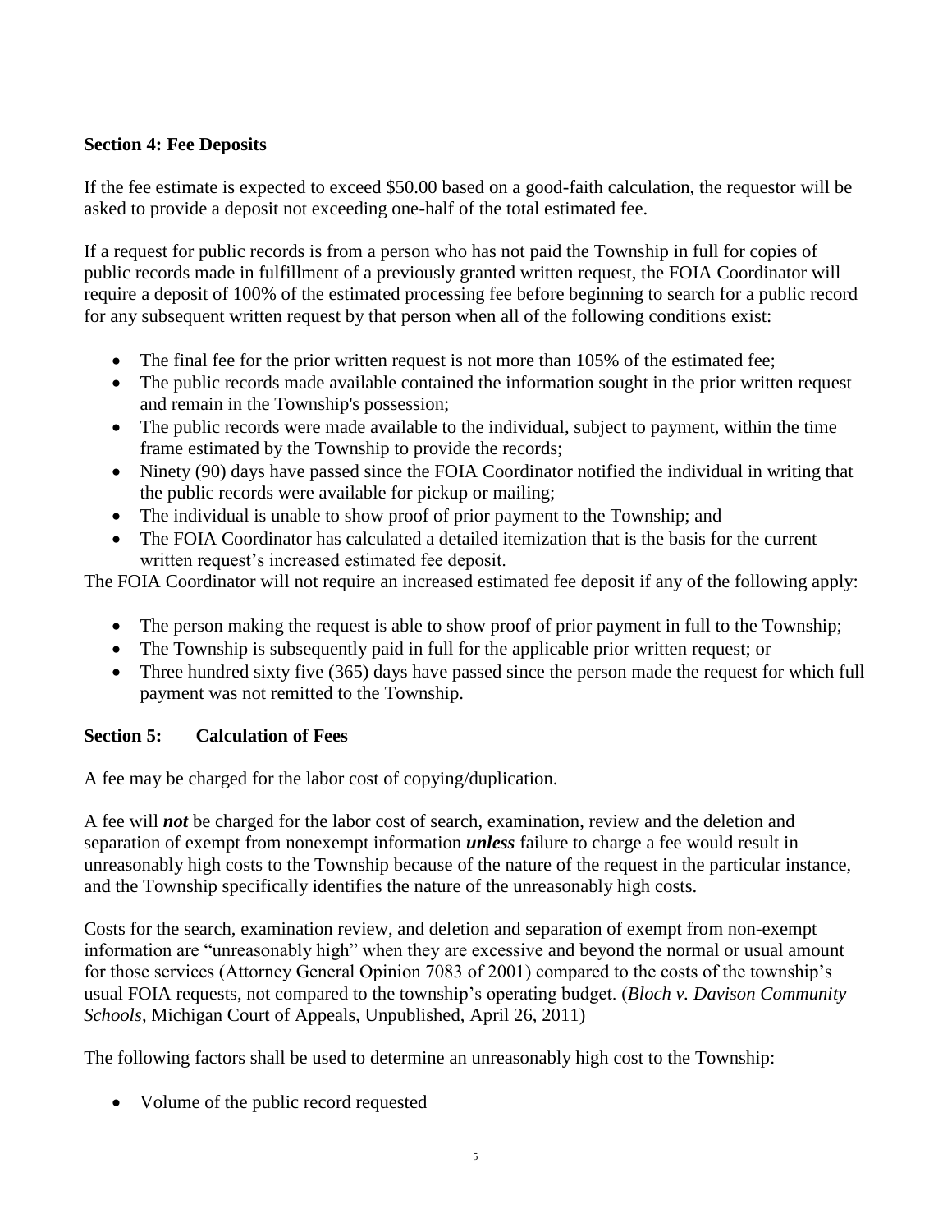**Section 4: Fee Deposits**

If the fee estimate is expected to exceed $50.00 based on a good-faith calculation, the requestor will be asked to provide a deposit not exceeding one-half of the total estimated fee.

If a request for public records is from a person who has not paid the Township in full for copies of public records made in fulfillment of a previously granted written request, the FOIA Coordinator will require a deposit of 100% of the estimated processing fee before beginning to search for a public record for any subsequent written request by that person when all of the following conditions exist:

- The final fee for the prior written request is not more than 105% of the estimated fee;
- The public records made available contained the information sought in the prior written request and remain in the Township's possession;
- The public records were made available to the individual, subject to payment, within the time frame estimated by the Township to provide the records;
- Ninety (90) days have passed since the FOIA Coordinator notified the individual in writing that the public records were available for pickup or mailing;
- The individual is unable to show proof of prior payment to the Township; and
- The FOIA Coordinator has calculated a detailed itemization that is the basis for the current written request's increased estimated fee deposit.

The FOIA Coordinator will not require an increased estimated fee deposit if any of the following apply:

- The person making the request is able to show proof of prior payment in full to the Township;
- The Township is subsequently paid in full for the applicable prior written request; or
- Three hundred sixty five (365) days have passed since the person made the request for which full payment was not remitted to the Township.

**Section 5: Calculation of Fees**

A fee may be charged for the labor cost of copying/duplication.

A fee will ***not*** be charged for the labor cost of search, examination, review and the deletion and separation of exempt from nonexempt information ***unless*** failure to charge a fee would result in unreasonably high costs to the Township because of the nature of the request in the particular instance, and the Township specifically identifies the nature of the unreasonably high costs.

Costs for the search, examination review, and deletion and separation of exempt from non-exempt information are "unreasonably high" when they are excessive and beyond the normal or usual amount for those services (Attorney General Opinion 7083 of 2001) compared to the costs of the township's usual FOIA requests, not compared to the township's operating budget. (*Bloch v. Davison Community Schools*, Michigan Court of Appeals, Unpublished, April 26, 2011)

The following factors shall be used to determine an unreasonably high cost to the Township:

- Volume of the public record requested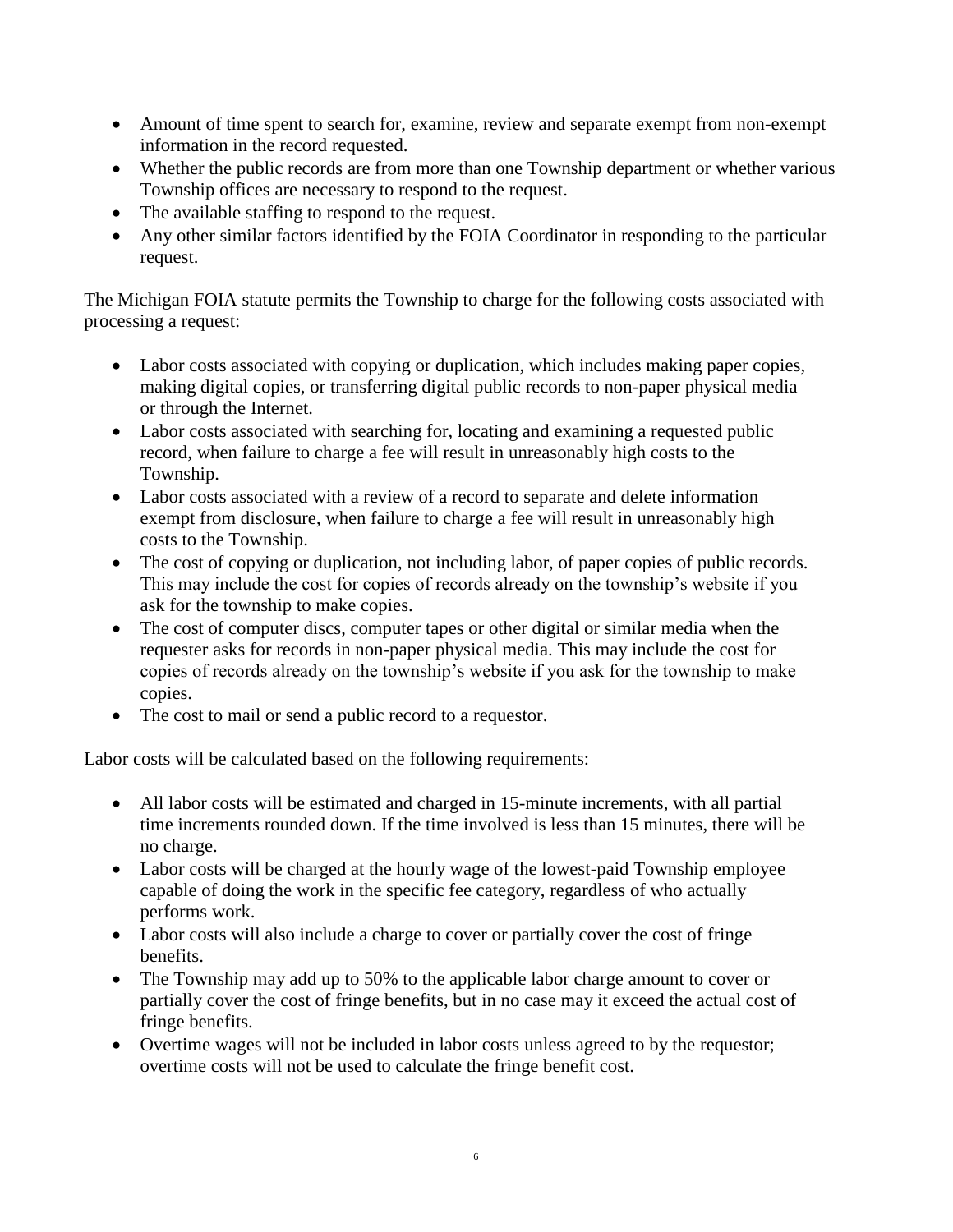- Amount of time spent to search for, examine, review and separate exempt from non-exempt information in the record requested.
- Whether the public records are from more than one Township department or whether various Township offices are necessary to respond to the request.
- The available staffing to respond to the request.
- Any other similar factors identified by the FOIA Coordinator in responding to the particular request.

The Michigan FOIA statute permits the Township to charge for the following costs associated with processing a request:

- Labor costs associated with copying or duplication, which includes making paper copies, making digital copies, or transferring digital public records to non-paper physical media or through the Internet.
- Labor costs associated with searching for, locating and examining a requested public record, when failure to charge a fee will result in unreasonably high costs to the Township.
- Labor costs associated with a review of a record to separate and delete information exempt from disclosure, when failure to charge a fee will result in unreasonably high costs to the Township.
- The cost of copying or duplication, not including labor, of paper copies of public records. This may include the cost for copies of records already on the township's website if you ask for the township to make copies.
- The cost of computer discs, computer tapes or other digital or similar media when the requester asks for records in non-paper physical media. This may include the cost for copies of records already on the township's website if you ask for the township to make copies.
- The cost to mail or send a public record to a requestor.

Labor costs will be calculated based on the following requirements:

- All labor costs will be estimated and charged in 15-minute increments, with all partial time increments rounded down. If the time involved is less than 15 minutes, there will be no charge.
- Labor costs will be charged at the hourly wage of the lowest-paid Township employee capable of doing the work in the specific fee category, regardless of who actually performs work.
- Labor costs will also include a charge to cover or partially cover the cost of fringe benefits.
- The Township may add up to 50% to the applicable labor charge amount to cover or partially cover the cost of fringe benefits, but in no case may it exceed the actual cost of fringe benefits.
- Overtime wages will not be included in labor costs unless agreed to by the requestor; overtime costs will not be used to calculate the fringe benefit cost.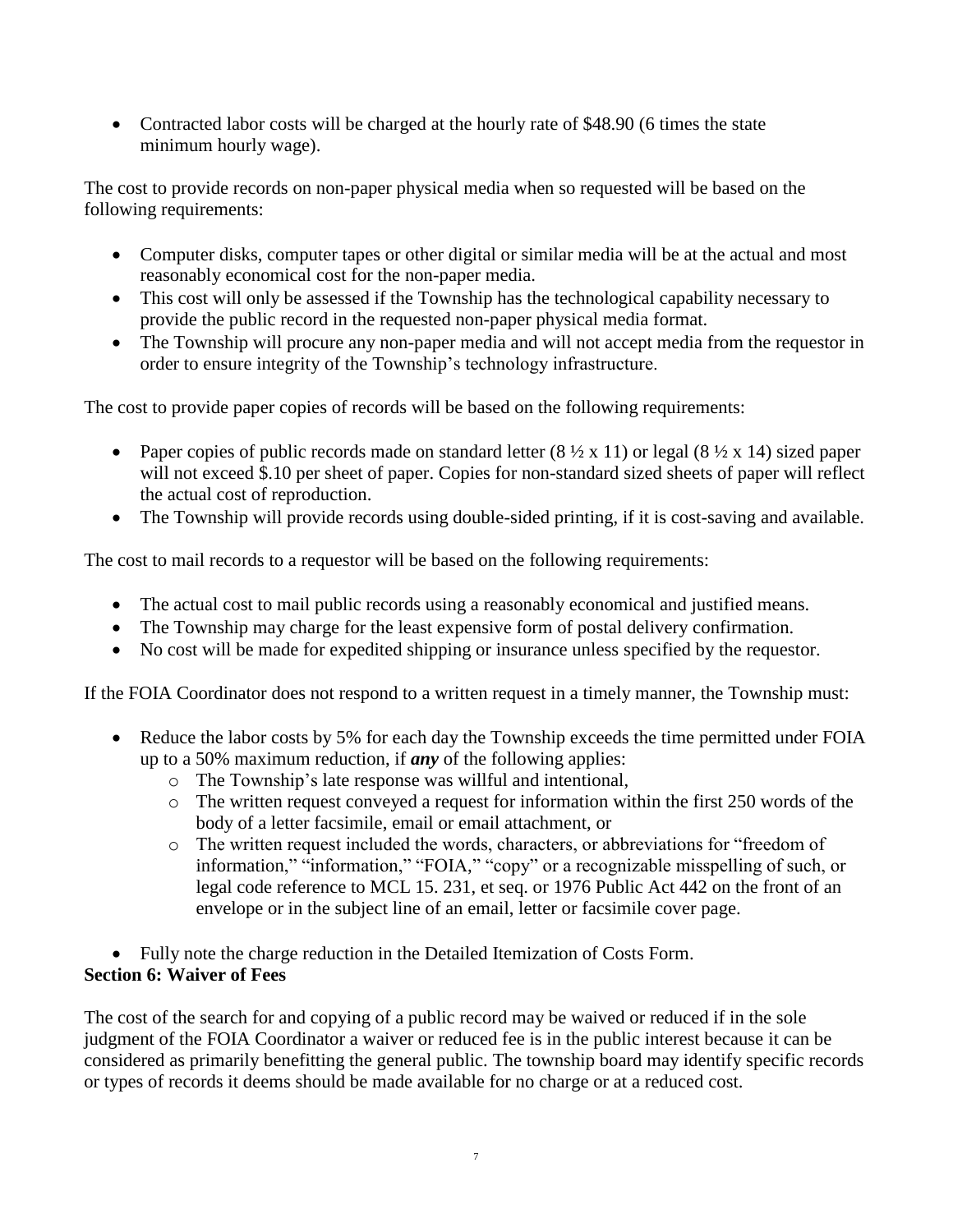- Contracted labor costs will be charged at the hourly rate of $48.90 (6 times the state minimum hourly wage).

The cost to provide records on non-paper physical media when so requested will be based on the following requirements:

- Computer disks, computer tapes or other digital or similar media will be at the actual and most reasonably economical cost for the non-paper media.
- This cost will only be assessed if the Township has the technological capability necessary to provide the public record in the requested non-paper physical media format.
- The Township will procure any non-paper media and will not accept media from the requestor in order to ensure integrity of the Township's technology infrastructure.

The cost to provide paper copies of records will be based on the following requirements:

- Paper copies of public records made on standard letter (8 ½ x 11) or legal (8 ½ x 14) sized paper will not exceed $.10 per sheet of paper. Copies for non-standard sized sheets of paper will reflect the actual cost of reproduction.
- The Township will provide records using double-sided printing, if it is cost-saving and available.

The cost to mail records to a requestor will be based on the following requirements:

- The actual cost to mail public records using a reasonably economical and justified means.
- The Township may charge for the least expensive form of postal delivery confirmation.
- No cost will be made for expedited shipping or insurance unless specified by the requestor.

If the FOIA Coordinator does not respond to a written request in a timely manner, the Township must:

- Reduce the labor costs by 5% for each day the Township exceeds the time permitted under FOIA up to a 50% maximum reduction, if ***any*** of the following applies:
  - The Township's late response was willful and intentional,
  - The written request conveyed a request for information within the first 250 words of the body of a letter facsimile, email or email attachment, or
  - The written request included the words, characters, or abbreviations for "freedom of information," "information," "FOIA," "copy" or a recognizable misspelling of such, or legal code reference to MCL 15. 231, et seq. or 1976 Public Act 442 on the front of an envelope or in the subject line of an email, letter or facsimile cover page.

- Fully note the charge reduction in the Detailed Itemization of Costs Form.

**Section 6: Waiver of Fees**

The cost of the search for and copying of a public record may be waived or reduced if in the sole judgment of the FOIA Coordinator a waiver or reduced fee is in the public interest because it can be considered as primarily benefitting the general public. The township board may identify specific records or types of records it deems should be made available for no charge or at a reduced cost.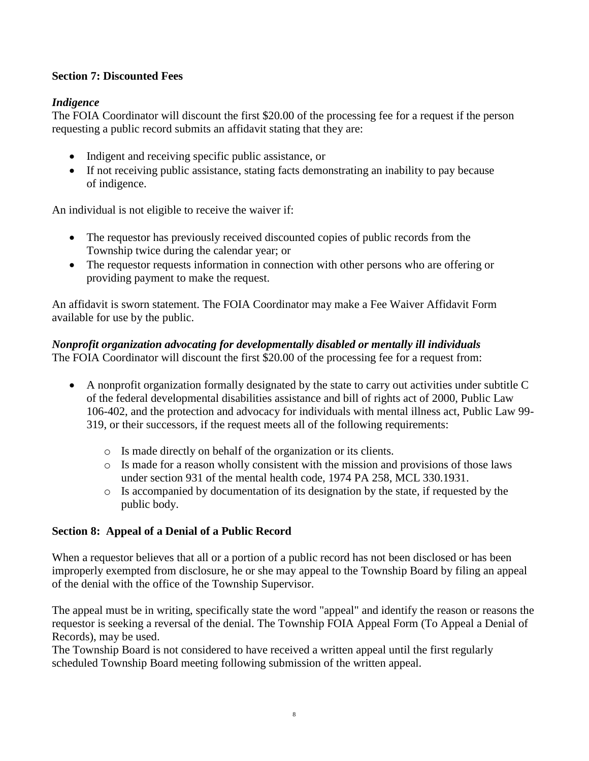### Section 7: Discounted Fees

***Indigence***

The FOIA Coordinator will discount the first $20.00 of the processing fee for a request if the person requesting a public record submits an affidavit stating that they are:

- Indigent and receiving specific public assistance, or
- If not receiving public assistance, stating facts demonstrating an inability to pay because of indigence.

An individual is not eligible to receive the waiver if:

- The requestor has previously received discounted copies of public records from the Township twice during the calendar year; or
- The requestor requests information in connection with other persons who are offering or providing payment to make the request.

An affidavit is sworn statement. The FOIA Coordinator may make a Fee Waiver Affidavit Form available for use by the public.

***Nonprofit organization advocating for developmentally disabled or mentally ill individuals***

The FOIA Coordinator will discount the first $20.00 of the processing fee for a request from:

- A nonprofit organization formally designated by the state to carry out activities under subtitle C of the federal developmental disabilities assistance and bill of rights act of 2000, Public Law 106-402, and the protection and advocacy for individuals with mental illness act, Public Law 99-319, or their successors, if the request meets all of the following requirements:
    - Is made directly on behalf of the organization or its clients.
    - Is made for a reason wholly consistent with the mission and provisions of those laws under section 931 of the mental health code, 1974 PA 258, MCL 330.1931.
    - Is accompanied by documentation of its designation by the state, if requested by the public body.

### Section 8: Appeal of a Denial of a Public Record

When a requestor believes that all or a portion of a public record has not been disclosed or has been improperly exempted from disclosure, he or she may appeal to the Township Board by filing an appeal of the denial with the office of the Township Supervisor.

The appeal must be in writing, specifically state the word "appeal" and identify the reason or reasons the requestor is seeking a reversal of the denial. The Township FOIA Appeal Form (To Appeal a Denial of Records), may be used.

The Township Board is not considered to have received a written appeal until the first regularly scheduled Township Board meeting following submission of the written appeal.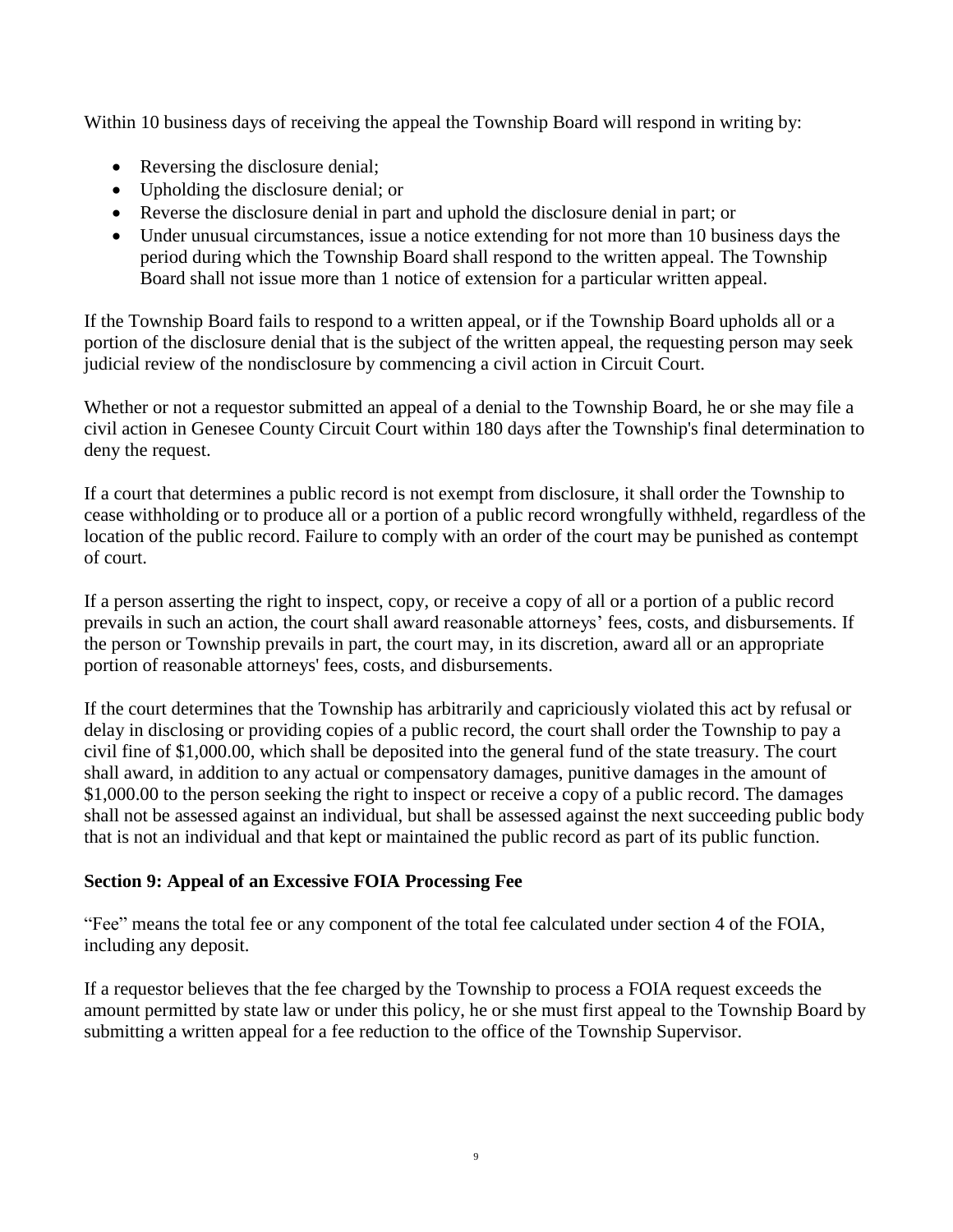Within 10 business days of receiving the appeal the Township Board will respond in writing by:

- Reversing the disclosure denial;
- Upholding the disclosure denial; or
- Reverse the disclosure denial in part and uphold the disclosure denial in part; or
- Under unusual circumstances, issue a notice extending for not more than 10 business days the period during which the Township Board shall respond to the written appeal. The Township Board shall not issue more than 1 notice of extension for a particular written appeal.

If the Township Board fails to respond to a written appeal, or if the Township Board upholds all or a portion of the disclosure denial that is the subject of the written appeal, the requesting person may seek judicial review of the nondisclosure by commencing a civil action in Circuit Court.

Whether or not a requestor submitted an appeal of a denial to the Township Board, he or she may file a civil action in Genesee County Circuit Court within 180 days after the Township's final determination to deny the request.

If a court that determines a public record is not exempt from disclosure, it shall order the Township to cease withholding or to produce all or a portion of a public record wrongfully withheld, regardless of the location of the public record. Failure to comply with an order of the court may be punished as contempt of court.

If a person asserting the right to inspect, copy, or receive a copy of all or a portion of a public record prevails in such an action, the court shall award reasonable attorneys' fees, costs, and disbursements. If the person or Township prevails in part, the court may, in its discretion, award all or an appropriate portion of reasonable attorneys' fees, costs, and disbursements.

If the court determines that the Township has arbitrarily and capriciously violated this act by refusal or delay in disclosing or providing copies of a public record, the court shall order the Township to pay a civil fine of $1,000.00, which shall be deposited into the general fund of the state treasury. The court shall award, in addition to any actual or compensatory damages, punitive damages in the amount of $1,000.00 to the person seeking the right to inspect or receive a copy of a public record. The damages shall not be assessed against an individual, but shall be assessed against the next succeeding public body that is not an individual and that kept or maintained the public record as part of its public function.

**Section 9: Appeal of an Excessive FOIA Processing Fee**

"Fee" means the total fee or any component of the total fee calculated under section 4 of the FOIA, including any deposit.

If a requestor believes that the fee charged by the Township to process a FOIA request exceeds the amount permitted by state law or under this policy, he or she must first appeal to the Township Board by submitting a written appeal for a fee reduction to the office of the Township Supervisor.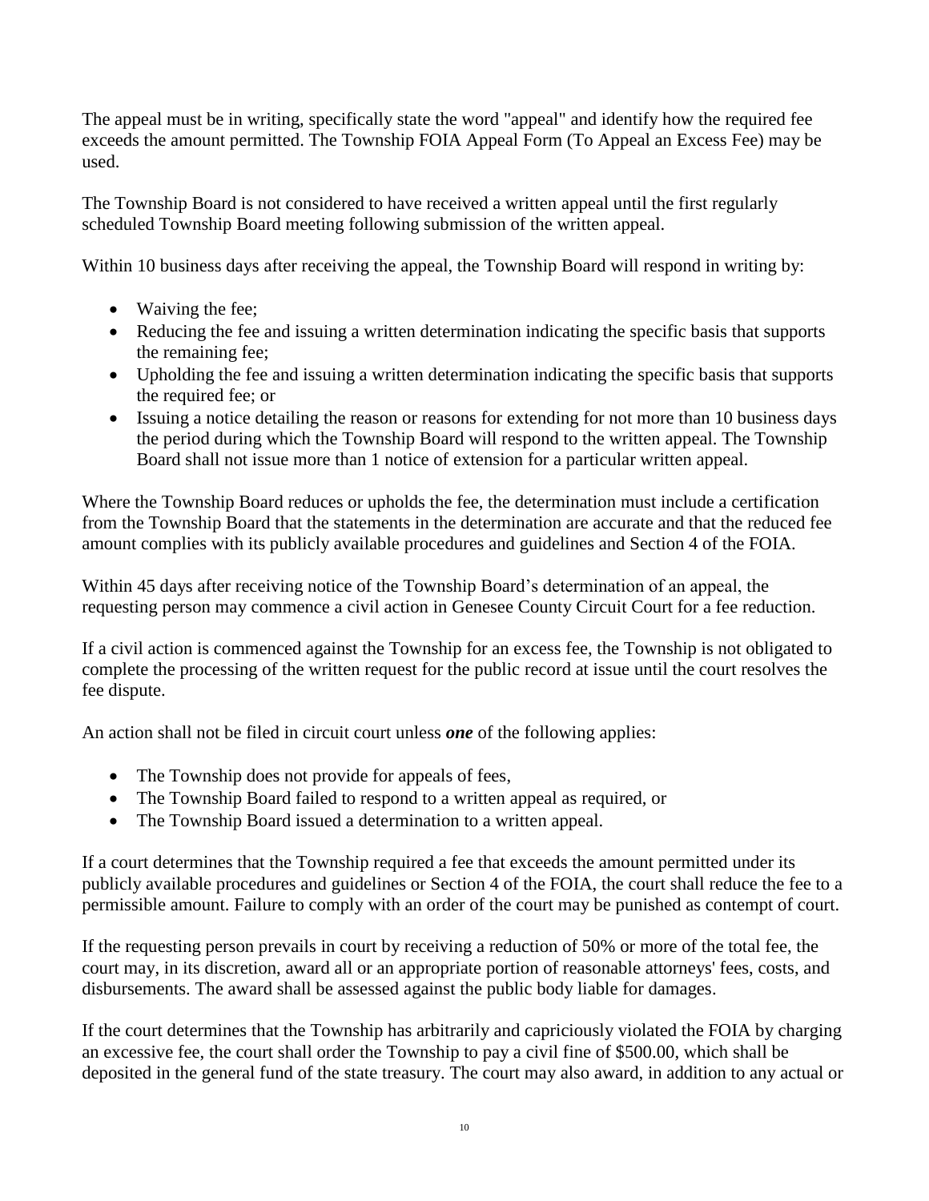The appeal must be in writing, specifically state the word "appeal" and identify how the required fee exceeds the amount permitted. The Township FOIA Appeal Form (To Appeal an Excess Fee) may be used.

The Township Board is not considered to have received a written appeal until the first regularly scheduled Township Board meeting following submission of the written appeal.

Within 10 business days after receiving the appeal, the Township Board will respond in writing by:

- Waiving the fee;
- Reducing the fee and issuing a written determination indicating the specific basis that supports the remaining fee;
- Upholding the fee and issuing a written determination indicating the specific basis that supports the required fee; or
- Issuing a notice detailing the reason or reasons for extending for not more than 10 business days the period during which the Township Board will respond to the written appeal. The Township Board shall not issue more than 1 notice of extension for a particular written appeal.

Where the Township Board reduces or upholds the fee, the determination must include a certification from the Township Board that the statements in the determination are accurate and that the reduced fee amount complies with its publicly available procedures and guidelines and Section 4 of the FOIA.

Within 45 days after receiving notice of the Township Board's determination of an appeal, the requesting person may commence a civil action in Genesee County Circuit Court for a fee reduction.

If a civil action is commenced against the Township for an excess fee, the Township is not obligated to complete the processing of the written request for the public record at issue until the court resolves the fee dispute.

An action shall not be filed in circuit court unless ***one*** of the following applies:

- The Township does not provide for appeals of fees,
- The Township Board failed to respond to a written appeal as required, or
- The Township Board issued a determination to a written appeal.

If a court determines that the Township required a fee that exceeds the amount permitted under its publicly available procedures and guidelines or Section 4 of the FOIA, the court shall reduce the fee to a permissible amount. Failure to comply with an order of the court may be punished as contempt of court.

If the requesting person prevails in court by receiving a reduction of 50% or more of the total fee, the court may, in its discretion, award all or an appropriate portion of reasonable attorneys' fees, costs, and disbursements. The award shall be assessed against the public body liable for damages.

If the court determines that the Township has arbitrarily and capriciously violated the FOIA by charging an excessive fee, the court shall order the Township to pay a civil fine of $500.00, which shall be deposited in the general fund of the state treasury. The court may also award, in addition to any actual or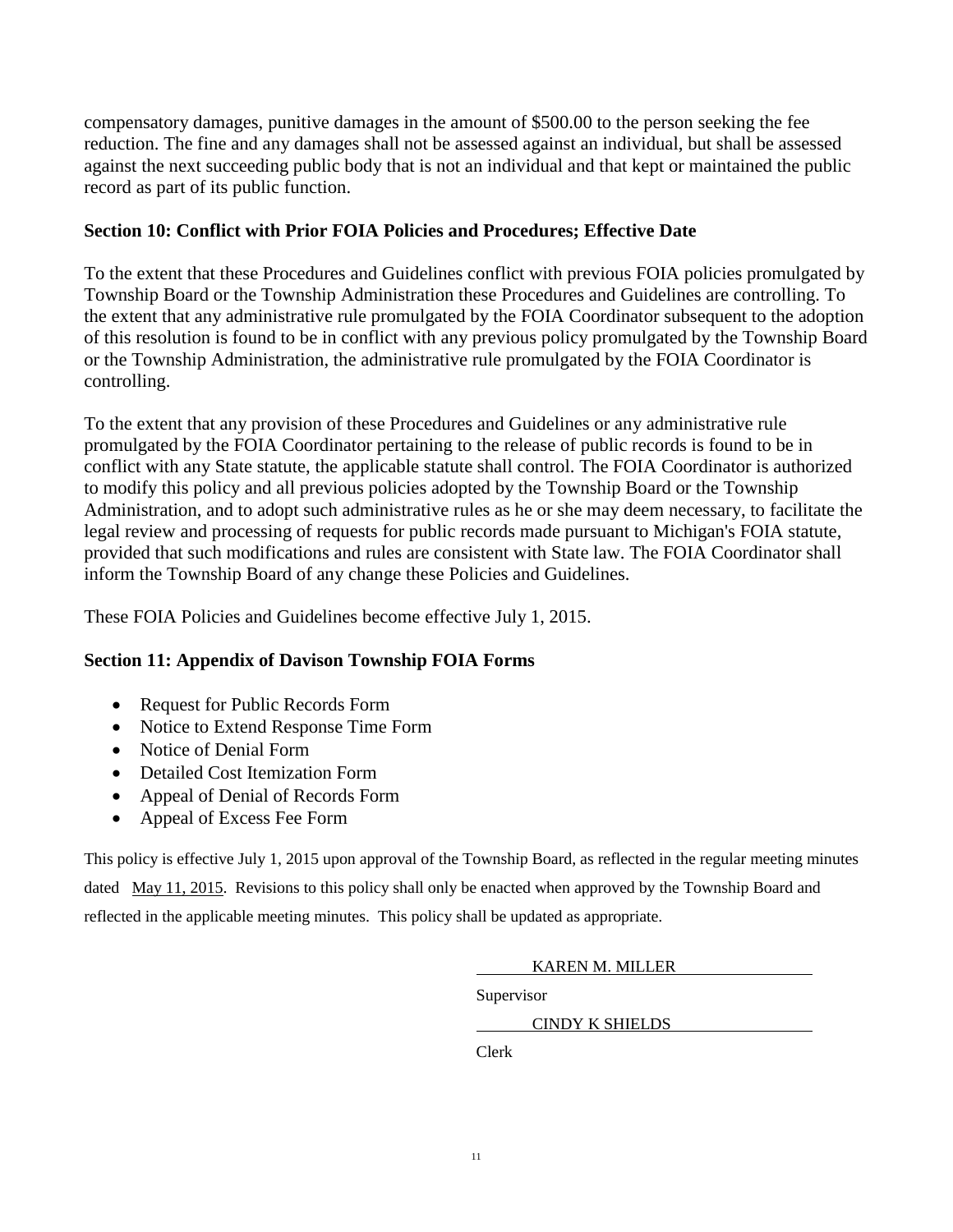compensatory damages, punitive damages in the amount of $500.00 to the person seeking the fee reduction. The fine and any damages shall not be assessed against an individual, but shall be assessed against the next succeeding public body that is not an individual and that kept or maintained the public record as part of its public function.

### Section 10: Conflict with Prior FOIA Policies and Procedures; Effective Date

To the extent that these Procedures and Guidelines conflict with previous FOIA policies promulgated by Township Board or the Township Administration these Procedures and Guidelines are controlling. To the extent that any administrative rule promulgated by the FOIA Coordinator subsequent to the adoption of this resolution is found to be in conflict with any previous policy promulgated by the Township Board or the Township Administration, the administrative rule promulgated by the FOIA Coordinator is controlling.

To the extent that any provision of these Procedures and Guidelines or any administrative rule promulgated by the FOIA Coordinator pertaining to the release of public records is found to be in conflict with any State statute, the applicable statute shall control. The FOIA Coordinator is authorized to modify this policy and all previous policies adopted by the Township Board or the Township Administration, and to adopt such administrative rules as he or she may deem necessary, to facilitate the legal review and processing of requests for public records made pursuant to Michigan's FOIA statute, provided that such modifications and rules are consistent with State law. The FOIA Coordinator shall inform the Township Board of any change these Policies and Guidelines.

These FOIA Policies and Guidelines become effective July 1, 2015.

### Section 11: Appendix of Davison Township FOIA Forms

- Request for Public Records Form
- Notice to Extend Response Time Form
- Notice of Denial Form
- Detailed Cost Itemization Form
- Appeal of Denial of Records Form
- Appeal of Excess Fee Form

This policy is effective July 1, 2015 upon approval of the Township Board, as reflected in the regular meeting minutes dated May 11, 2015. Revisions to this policy shall only be enacted when approved by the Township Board and reflected in the applicable meeting minutes. This policy shall be updated as appropriate.

KAREN M. MILLER

Supervisor

CINDY K SHIELDS

Clerk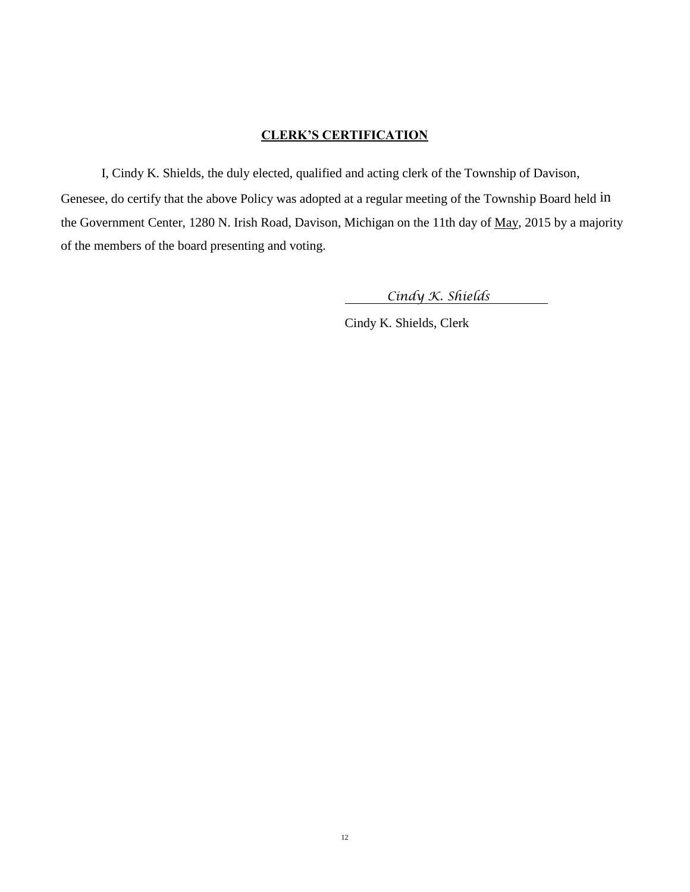## CLERK'S CERTIFICATION

I, Cindy K. Shields, the duly elected, qualified and acting clerk of the Township of Davison, Genesee, do certify that the above Policy was adopted at a regular meeting of the Township Board held in the Government Center, 1280 N. Irish Road, Davison, Michigan on the 11th day of May, 2015 by a majority of the members of the board presenting and voting.

*Cindy K. Shields*

Cindy K. Shields, Clerk